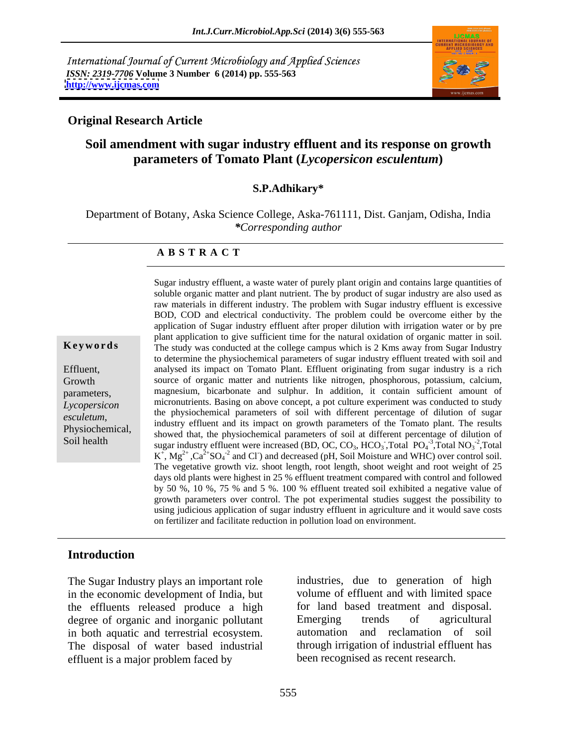International Journal of Current Microbiology and Applied Sciences
*ISSN: 2319-7706* **Volume 3 Number 6 (2014) pp. 555-563**
**http://www.ijcmas.com**

**Original Research Article**

# Soil amendment with sugar industry effluent and its response on growth parameters of Tomato Plant (*Lycopersicon esculentum*)

**S.P.Adhikary***

Department of Botany, Aska Science College, Aska-761111, Dist. Ganjam, Odisha, India
**Corresponding author*

## A B S T R A C T

**Keywords**

Effluent, Growth parameters, *Lycopersicon esculetum*, Physiochemical, Soil health

Sugar industry effluent, a waste water of purely plant origin and contains large quantities of soluble organic matter and plant nutrient. The by product of sugar industry are also used as raw materials in different industry. The problem with Sugar industry effluent is excessive BOD, COD and electrical conductivity. The problem could be overcome either by the application of Sugar industry effluent after proper dilution with irrigation water or by pre plant application to give sufficient time for the natural oxidation of organic matter in soil. The study was conducted at the college campus which is 2 Kms away from Sugar Industry to determine the physiochemical parameters of sugar industry effluent treated with soil and analysed its impact on Tomato Plant. Effluent originating from sugar industry is a rich source of organic matter and nutrients like nitrogen, phosphorous, potassium, calcium, magnesium, bicarbonate and sulphur. In addition, it contain sufficient amount of micronutrients. Basing on above concept, a pot culture experiment was conducted to study the physiochemical parameters of soil with different percentage of dilution of sugar industry effluent and its impact on growth parameters of the Tomato plant. The results showed that, the physiochemical parameters of soil at different percentage of dilution of sugar industry effluent were increased (BD, OC, $CO_3$, $HCO_3^-$,Total $PO_4^{-3}$,Total $NO_3^{-2}$,Total $K^+$, $Mg^{2+}$ ,$Ca^{2+}SO_4^{-2}$ and $Cl^-$) and decreased (pH, Soil Moisture and WHC) over control soil. The vegetative growth viz. shoot length, root length, shoot weight and root weight of 25 days old plants were highest in 25 % effluent treatment compared with control and followed by 50 %, 10 %, 75 % and 5 %. 100 % effluent treated soil exhibited a negative value of growth parameters over control. The pot experimental studies suggest the possibility to using judicious application of sugar industry effluent in agriculture and it would save costs on fertilizer and facilitate reduction in pollution load on environment.

## Introduction

The Sugar Industry plays an important role in the economic development of India, but the effluents released produce a high degree of organic and inorganic pollutant in both aquatic and terrestrial ecosystem. The disposal of water based industrial effluent is a major problem faced by industries, due to generation of high volume of effluent and with limited space for land based treatment and disposal. Emerging trends of agricultural automation and reclamation of soil through irrigation of industrial effluent has been recognised as recent research.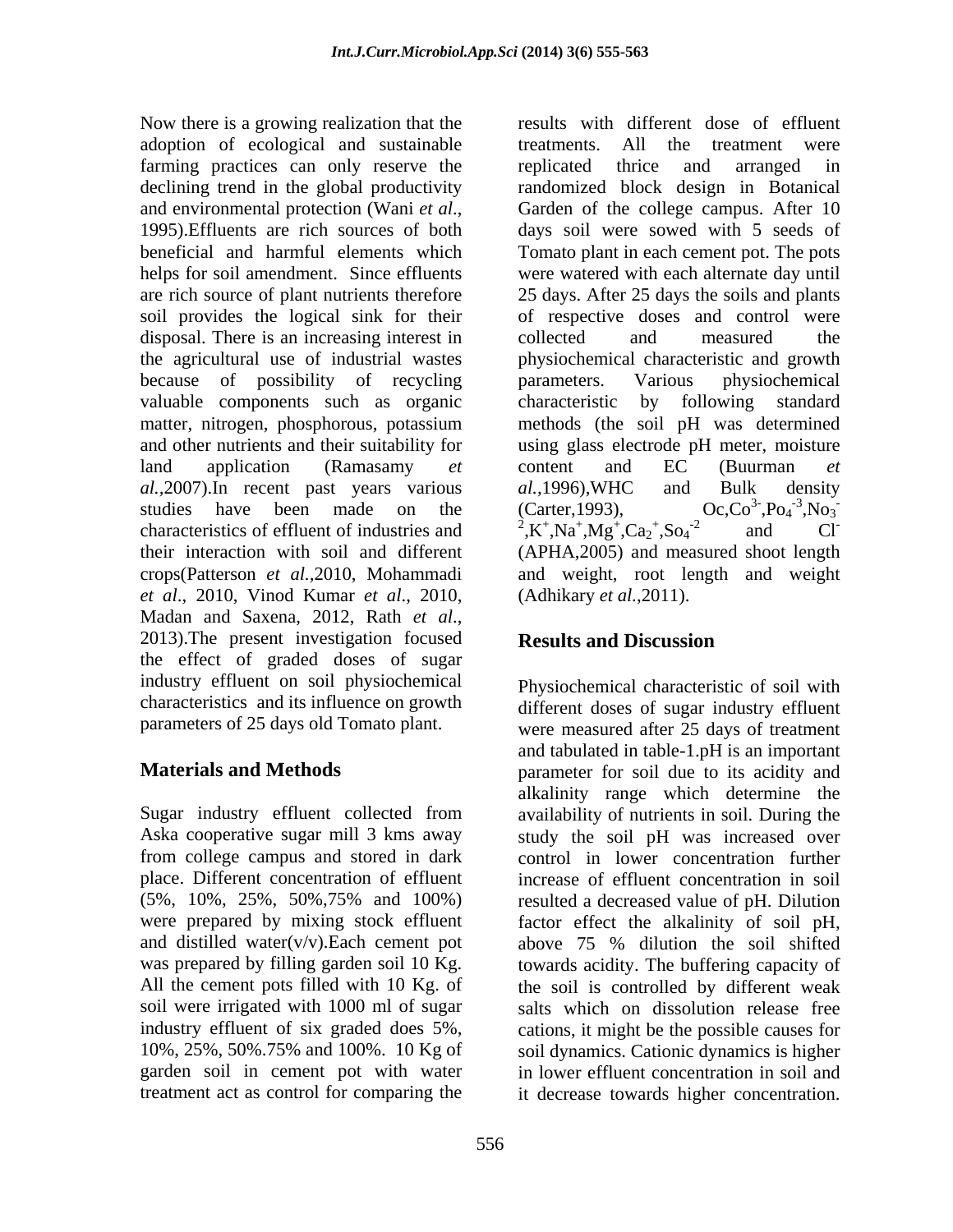Now there is a growing realization that the adoption of ecological and sustainable farming practices can only reserve the declining trend in the global productivity and environmental protection (Wani *et al*., 1995).Effluents are rich sources of both beneficial and harmful elements which helps for soil amendment. Since effluents are rich source of plant nutrients therefore soil provides the logical sink for their disposal. There is an increasing interest in the agricultural use of industrial wastes because of possibility of recycling valuable components such as organic matter, nitrogen, phosphorous, potassium and other nutrients and their suitability for land application (Ramasamy *et al.*,2007).In recent past years various studies have been made on the characteristics of effluent of industries and their interaction with soil and different crops(Patterson *et al.*,2010, Mohammadi *et al*., 2010, Vinod Kumar *et al*., 2010, Madan and Saxena, 2012, Rath *et al*., 2013).The present investigation focused the effect of graded doses of sugar industry effluent on soil physiochemical characteristics and its influence on growth parameters of 25 days old Tomato plant.

## Materials and Methods

Sugar industry effluent collected from Aska cooperative sugar mill 3 kms away from college campus and stored in dark place. Different concentration of effluent (5%, 10%, 25%, 50%,75% and 100%) were prepared by mixing stock effluent and distilled water(v/v).Each cement pot was prepared by filling garden soil 10 Kg. All the cement pots filled with 10 Kg. of soil were irrigated with 1000 ml of sugar industry effluent of six graded does 5%, 10%, 25%, 50%.75% and 100%. 10 Kg of garden soil in cement pot with water treatment act as control for comparing the results with different dose of effluent treatments. All the treatment were replicated thrice and arranged in randomized block design in Botanical Garden of the college campus. After 10 days soil were sowed with 5 seeds of Tomato plant in each cement pot. The pots were watered with each alternate day until 25 days. After 25 days the soils and plants of respective doses and control were collected and measured the physiochemical characteristic and growth parameters. Various physiochemical characteristic by following standard methods (the soil pH was determined using glass electrode pH meter, moisture content and EC (Buurman *et al.*,1996),WHC and Bulk density (Carter,1993), Oc,$Co^{3-}$,$Po_4^{-3}$,$No_3^{-2}$,$K^+$,$Na^+$,$Mg^+$,$Ca_2^+$,$So_4^{-2}$ and $Cl^-$ (APHA,2005) and measured shoot length and weight, root length and weight (Adhikary *et al*.,2011).

## Results and Discussion

Physiochemical characteristic of soil with different doses of sugar industry effluent were measured after 25 days of treatment and tabulated in table-1.pH is an important parameter for soil due to its acidity and alkalinity range which determine the availability of nutrients in soil. During the study the soil pH was increased over control in lower concentration further increase of effluent concentration in soil resulted a decreased value of pH. Dilution factor effect the alkalinity of soil pH, above 75 % dilution the soil shifted towards acidity. The buffering capacity of the soil is controlled by different weak salts which on dissolution release free cations, it might be the possible causes for soil dynamics. Cationic dynamics is higher in lower effluent concentration in soil and it decrease towards higher concentration.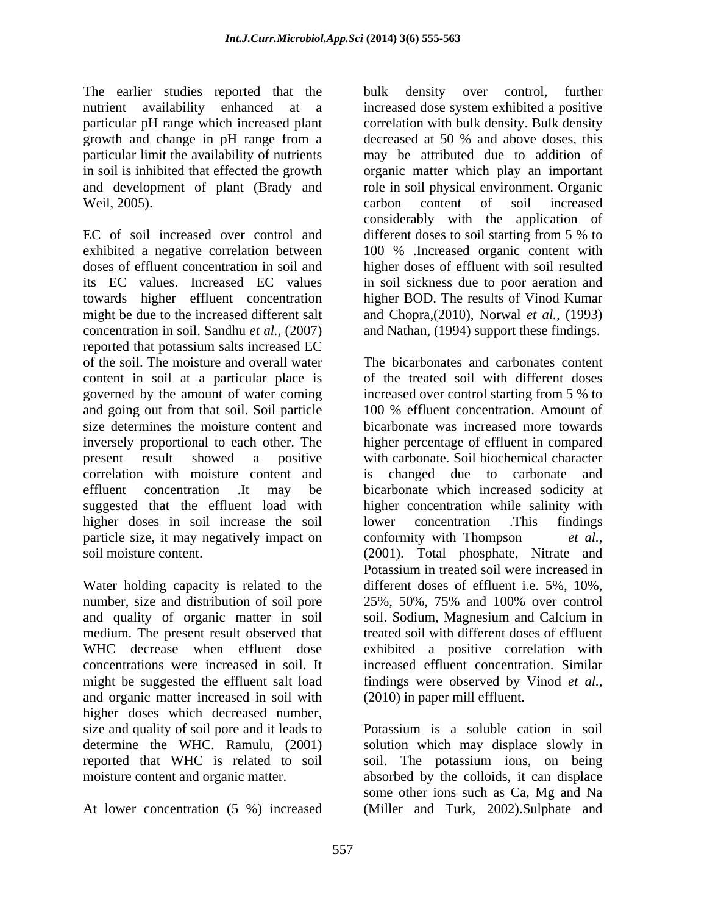The earlier studies reported that the nutrient availability enhanced at a particular pH range which increased plant growth and change in pH range from a particular limit the availability of nutrients in soil is inhibited that effected the growth and development of plant (Brady and Weil, 2005).

EC of soil increased over control and exhibited a negative correlation between doses of effluent concentration in soil and its EC values. Increased EC values towards higher effluent concentration might be due to the increased different salt concentration in soil. Sandhu *et al.,* (2007) reported that potassium salts increased EC of the soil. The moisture and overall water content in soil at a particular place is governed by the amount of water coming and going out from that soil. Soil particle size determines the moisture content and inversely proportional to each other. The present result showed a positive correlation with moisture content and effluent concentration .It may be suggested that the effluent load with higher doses in soil increase the soil particle size, it may negatively impact on soil moisture content.

Water holding capacity is related to the number, size and distribution of soil pore and quality of organic matter in soil medium. The present result observed that WHC decrease when effluent dose concentrations were increased in soil. It might be suggested the effluent salt load and organic matter increased in soil with higher doses which decreased number, size and quality of soil pore and it leads to determine the WHC. Ramulu, (2001) reported that WHC is related to soil moisture content and organic matter.

At lower concentration (5 %) increased bulk density over control, further increased dose system exhibited a positive correlation with bulk density. Bulk density decreased at 50 % and above doses, this may be attributed due to addition of organic matter which play an important role in soil physical environment. Organic carbon content of soil increased considerably with the application of different doses to soil starting from 5 % to 100 % .Increased organic content with higher doses of effluent with soil resulted in soil sickness due to poor aeration and higher BOD. The results of Vinod Kumar and Chopra,(2010), Norwal *et al.,* (1993) and Nathan, (1994) support these findings.

The bicarbonates and carbonates content of the treated soil with different doses increased over control starting from 5 % to 100 % effluent concentration. Amount of bicarbonate was increased more towards higher percentage of effluent in compared with carbonate. Soil biochemical character is changed due to carbonate and bicarbonate which increased sodicity at higher concentration while salinity with lower concentration .This findings conformity with Thompson *et al.,* (2001). Total phosphate, Nitrate and Potassium in treated soil were increased in different doses of effluent i.e. 5%, 10%, 25%, 50%, 75% and 100% over control soil. Sodium, Magnesium and Calcium in treated soil with different doses of effluent exhibited a positive correlation with increased effluent concentration. Similar findings were observed by Vinod *et al.,* (2010) in paper mill effluent.

Potassium is a soluble cation in soil solution which may displace slowly in soil. The potassium ions, on being absorbed by the colloids, it can displace some other ions such as Ca, Mg and Na (Miller and Turk, 2002).Sulphate and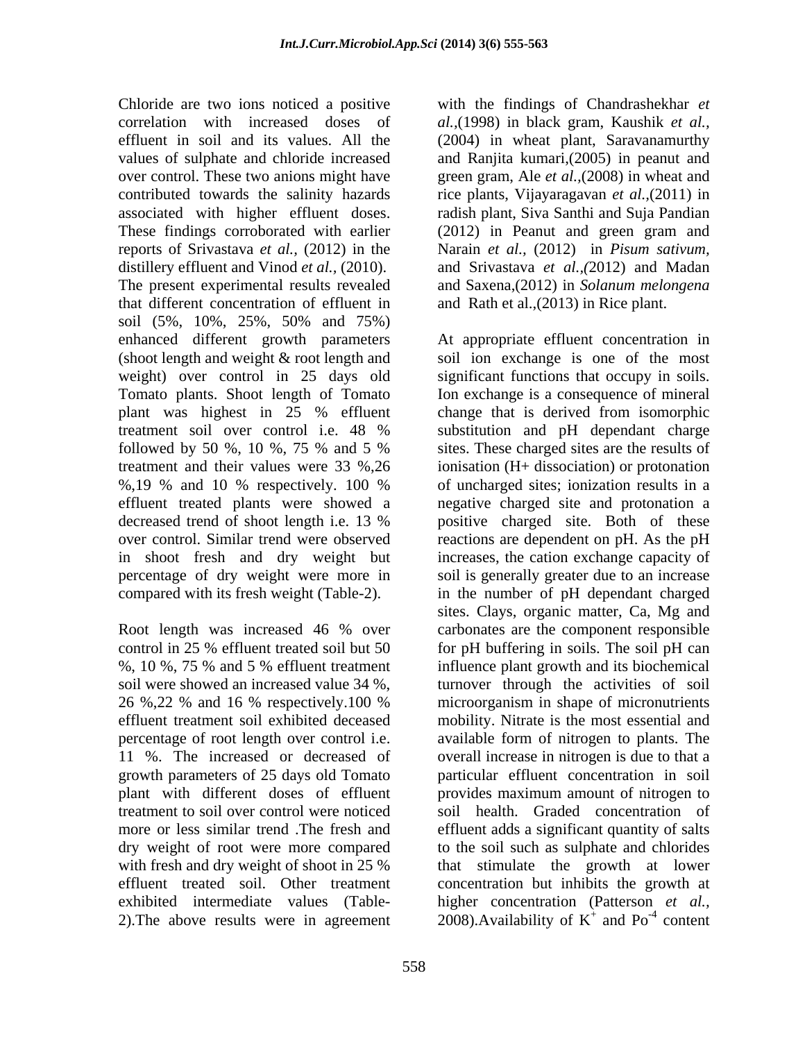Chloride are two ions noticed a positive correlation with increased doses of effluent in soil and its values. All the values of sulphate and chloride increased over control. These two anions might have contributed towards the salinity hazards associated with higher effluent doses. These findings corroborated with earlier reports of Srivastava *et al.,* (2012) in the distillery effluent and Vinod *et al.,* (2010). The present experimental results revealed that different concentration of effluent in soil (5%, 10%, 25%, 50% and 75%) enhanced different growth parameters (shoot length and weight & root length and weight) over control in 25 days old Tomato plants. Shoot length of Tomato plant was highest in 25 % effluent treatment soil over control i.e. 48 % followed by 50 %, 10 %, 75 % and 5 % treatment and their values were 33 %,26 %,19 % and 10 % respectively. 100 % effluent treated plants were showed a decreased trend of shoot length i.e. 13 % over control. Similar trend were observed in shoot fresh and dry weight but percentage of dry weight were more in compared with its fresh weight (Table-2).

Root length was increased 46 % over control in 25 % effluent treated soil but 50 %, 10 %, 75 % and 5 % effluent treatment soil were showed an increased value 34 %, 26 %,22 % and 16 % respectively.100 % effluent treatment soil exhibited deceased percentage of root length over control i.e. 11 %. The increased or decreased of growth parameters of 25 days old Tomato plant with different doses of effluent treatment to soil over control were noticed more or less similar trend .The fresh and dry weight of root were more compared with fresh and dry weight of shoot in 25 % effluent treated soil. Other treatment exhibited intermediate values (Table-2).The above results were in agreement with the findings of Chandrashekhar *et al.,*(1998) in black gram, Kaushik *et al.,* (2004) in wheat plant, Saravanamurthy and Ranjita kumari,(2005) in peanut and green gram, Ale *et al.,*(2008) in wheat and rice plants, Vijayaragavan *et al.,*(2011) in radish plant, Siva Santhi and Suja Pandian (2012) in Peanut and green gram and Narain *et al.,* (2012) in *Pisum sativum,* and Srivastava *et al.,(*2012) and Madan and Saxena,(2012) in *Solanum melongena* and Rath et al.,(2013) in Rice plant.

At appropriate effluent concentration in soil ion exchange is one of the most significant functions that occupy in soils. Ion exchange is a consequence of mineral change that is derived from isomorphic substitution and pH dependant charge sites. These charged sites are the results of ionisation (H+ dissociation) or protonation of uncharged sites; ionization results in a negative charged site and protonation a positive charged site. Both of these reactions are dependent on pH. As the pH increases, the cation exchange capacity of soil is generally greater due to an increase in the number of pH dependant charged sites. Clays, organic matter, Ca, Mg and carbonates are the component responsible for pH buffering in soils. The soil pH can influence plant growth and its biochemical turnover through the activities of soil microorganism in shape of micronutrients mobility. Nitrate is the most essential and available form of nitrogen to plants. The overall increase in nitrogen is due to that a particular effluent concentration in soil provides maximum amount of nitrogen to soil health. Graded concentration of effluent adds a significant quantity of salts to the soil such as sulphate and chlorides that stimulate the growth at lower concentration but inhibits the growth at higher concentration (Patterson *et al.,* 2008).Availability of $K^+$ and $Po^{-4}$ content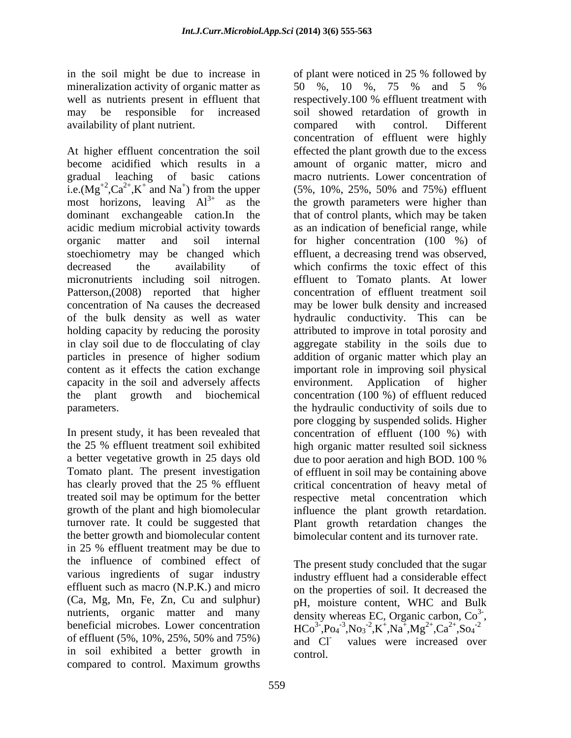in the soil might be due to increase in mineralization activity of organic matter as well as nutrients present in effluent that may be responsible for increased availability of plant nutrient.

At higher effluent concentration the soil become acidified which results in a gradual leaching of basic cations i.e.($Mg^{+2}$,$Ca^{2+}$,$K^{+}$ and $Na^{+}$) from the upper most horizons, leaving $Al^{3+}$ as the dominant exchangeable cation.In the acidic medium microbial activity towards organic matter and soil internal stoechiometry may be changed which decreased the availability of micronutrients including soil nitrogen. Patterson,(2008) reported that higher concentration of Na causes the decreased of the bulk density as well as water holding capacity by reducing the porosity in clay soil due to de flocculating of clay particles in presence of higher sodium content as it effects the cation exchange capacity in the soil and adversely affects the plant growth and biochemical parameters.

In present study, it has been revealed that the 25 % effluent treatment soil exhibited a better vegetative growth in 25 days old Tomato plant. The present investigation has clearly proved that the 25 % effluent treated soil may be optimum for the better growth of the plant and high biomolecular turnover rate. It could be suggested that the better growth and biomolecular content in 25 % effluent treatment may be due to the influence of combined effect of various ingredients of sugar industry effluent such as macro (N.P.K.) and micro (Ca, Mg, Mn, Fe, Zn, Cu and sulphur) nutrients, organic matter and many beneficial microbes. Lower concentration of effluent (5%, 10%, 25%, 50% and 75%) in soil exhibited a better growth in compared to control. Maximum growths of plant were noticed in 25 % followed by 50 %, 10 %, 75 % and 5 % respectively.100 % effluent treatment with soil showed retardation of growth in compared with control. Different concentration of effluent were highly effected the plant growth due to the excess amount of organic matter, micro and macro nutrients. Lower concentration of (5%, 10%, 25%, 50% and 75%) effluent the growth parameters were higher than that of control plants, which may be taken as an indication of beneficial range, while for higher concentration (100 %) of effluent, a decreasing trend was observed, which confirms the toxic effect of this effluent to Tomato plants. At lower concentration of effluent treatment soil may be lower bulk density and increased hydraulic conductivity. This can be attributed to improve in total porosity and aggregate stability in the soils due to addition of organic matter which play an important role in improving soil physical environment. Application of higher concentration (100 %) of effluent reduced the hydraulic conductivity of soils due to pore clogging by suspended solids. Higher concentration of effluent (100 %) with high organic matter resulted soil sickness due to poor aeration and high BOD. 100 % of effluent in soil may be containing above critical concentration of heavy metal of respective metal concentration which influence the plant growth retardation. Plant growth retardation changes the bimolecular content and its turnover rate.

The present study concluded that the sugar industry effluent had a considerable effect on the properties of soil. It decreased the pH, moisture content, WHC and Bulk density whereas EC, Organic carbon, $Co^{3-}$, $HCo^{3-}$,$Po_4^{-3}$,$No_3^{-2}$,$K^{+}$,$Na^{+}$,$Mg^{2+}$,$Ca^{2+}$,$So_4^{-2}$ and $Cl^{-}$ values were increased over control.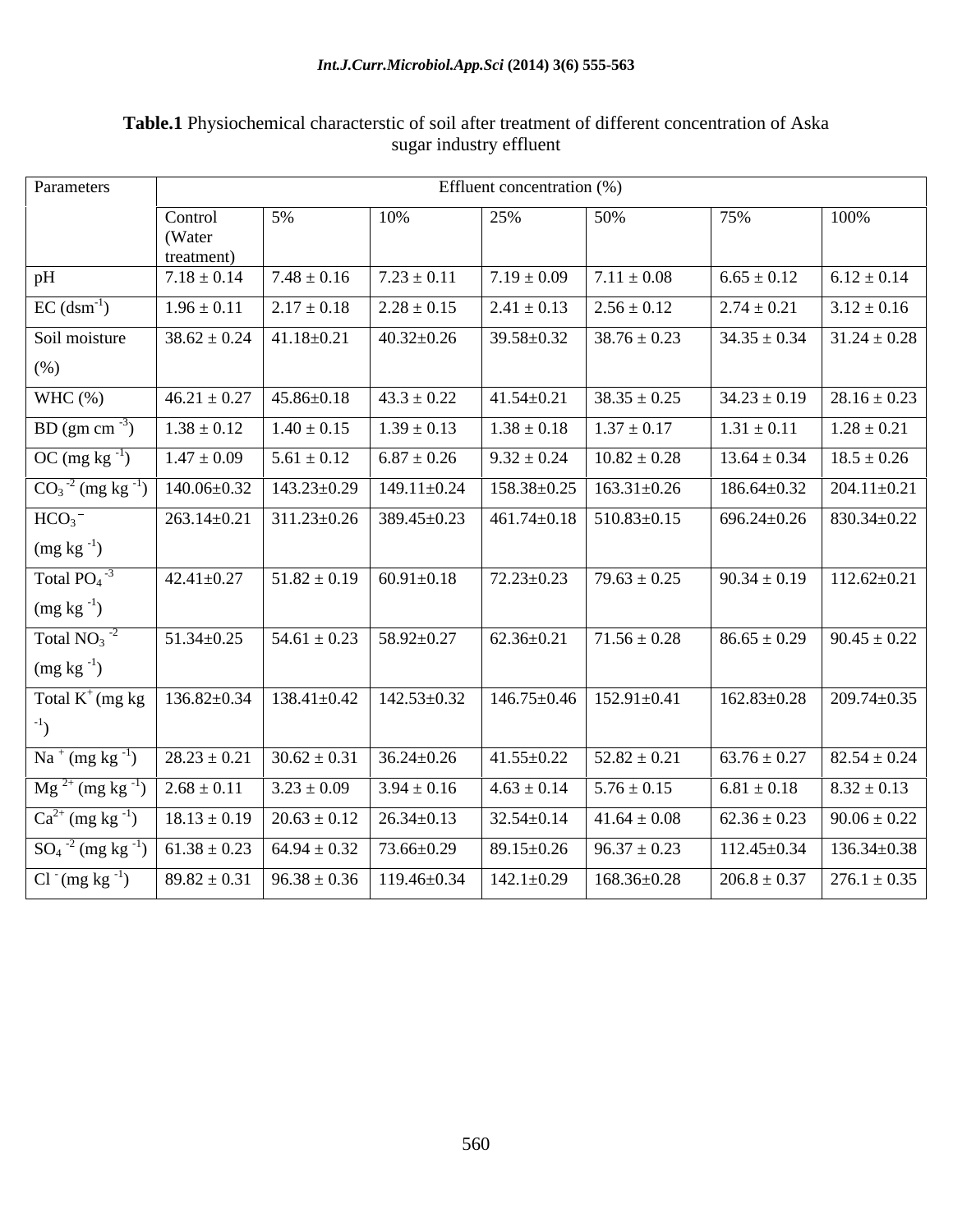**Table.1** Physiochemical characterstic of soil after treatment of different concentration of Aska sugar industry effluent

| Parameters | Effluent concentration (%) | | | | | | |
|---|---|---|---|---|---|---|---|
| | Control (Water treatment) | 5% | 10% | 25% | 50% | 75% | 100% |
| pH | 7.18 ± 0.14 | 7.48 ± 0.16 | 7.23 ± 0.11 | 7.19 ± 0.09 | 7.11 ± 0.08 | 6.65 ± 0.12 | 6.12 ± 0.14 |
| EC ($dsm^{-1}$) | 1.96 ± 0.11 | 2.17 ± 0.18 | 2.28 ± 0.15 | 2.41 ± 0.13 | 2.56 ± 0.12 | 2.74 ± 0.21 | 3.12 ± 0.16 |
| Soil moisture (%) | 38.62 ± 0.24 | 41.18±0.21 | 40.32±0.26 | 39.58±0.32 | 38.76 ± 0.23 | 34.35 ± 0.34 | 31.24 ± 0.28 |
| WHC (%) | 46.21 ± 0.27 | 45.86±0.18 | 43.3 ± 0.22 | 41.54±0.21 | 38.35 ± 0.25 | 34.23 ± 0.19 | 28.16 ± 0.23 |
| BD (gm $cm^{-3}$) | 1.38 ± 0.12 | 1.40 ± 0.15 | 1.39 ± 0.13 | 1.38 ± 0.18 | 1.37 ± 0.17 | 1.31 ± 0.11 | 1.28 ± 0.21 |
| OC (mg $kg^{-1}$) | 1.47 ± 0.09 | 5.61 ± 0.12 | 6.87 ± 0.26 | 9.32 ± 0.24 | 10.82 ± 0.28 | 13.64 ± 0.34 | 18.5 ± 0.26 |
| $CO_3^{-2}$ (mg $kg^{-1}$) | 140.06±0.32 | 143.23±0.29 | 149.11±0.24 | 158.38±0.25 | 163.31±0.26 | 186.64±0.32 | 204.11±0.21 |
| $HCO_3^-$ (mg $kg^{-1}$) | 263.14±0.21 | 311.23±0.26 | 389.45±0.23 | 461.74±0.18 | 510.83±0.15 | 696.24±0.26 | 830.34±0.22 |
| Total $PO_4^{-3}$ (mg $kg^{-1}$) | 42.41±0.27 | 51.82 ± 0.19 | 60.91±0.18 | 72.23±0.23 | 79.63 ± 0.25 | 90.34 ± 0.19 | 112.62±0.21 |
| Total $NO_3^{-2}$ (mg $kg^{-1}$) | 51.34±0.25 | 54.61 ± 0.23 | 58.92±0.27 | 62.36±0.21 | 71.56 ± 0.28 | 86.65 ± 0.29 | 90.45 ± 0.22 |
| Total $K^+$ (mg $kg^{-1}$) | 136.82±0.34 | 138.41±0.42 | 142.53±0.32 | 146.75±0.46 | 152.91±0.41 | 162.83±0.28 | 209.74±0.35 |
| $Na^+$ (mg $kg^{-1}$) | 28.23 ± 0.21 | 30.62 ± 0.31 | 36.24±0.26 | 41.55±0.22 | 52.82 ± 0.21 | 63.76 ± 0.27 | 82.54 ± 0.24 |
| $Mg^{2+}$ (mg $kg^{-1}$) | 2.68 ± 0.11 | 3.23 ± 0.09 | 3.94 ± 0.16 | 4.63 ± 0.14 | 5.76 ± 0.15 | 6.81 ± 0.18 | 8.32 ± 0.13 |
| $Ca^{2+}$ (mg $kg^{-1}$) | 18.13 ± 0.19 | 20.63 ± 0.12 | 26.34±0.13 | 32.54±0.14 | 41.64 ± 0.08 | 62.36 ± 0.23 | 90.06 ± 0.22 |
| $SO_4^{-2}$ (mg $kg^{-1}$) | 61.38 ± 0.23 | 64.94 ± 0.32 | 73.66±0.29 | 89.15±0.26 | 96.37 ± 0.23 | 112.45±0.34 | 136.34±0.38 |
| $Cl^-$ (mg $kg^{-1}$) | 89.82 ± 0.31 | 96.38 ± 0.36 | 119.46±0.34 | 142.1±0.29 | 168.36±0.28 | 206.8 ± 0.37 | 276.1 ± 0.35 |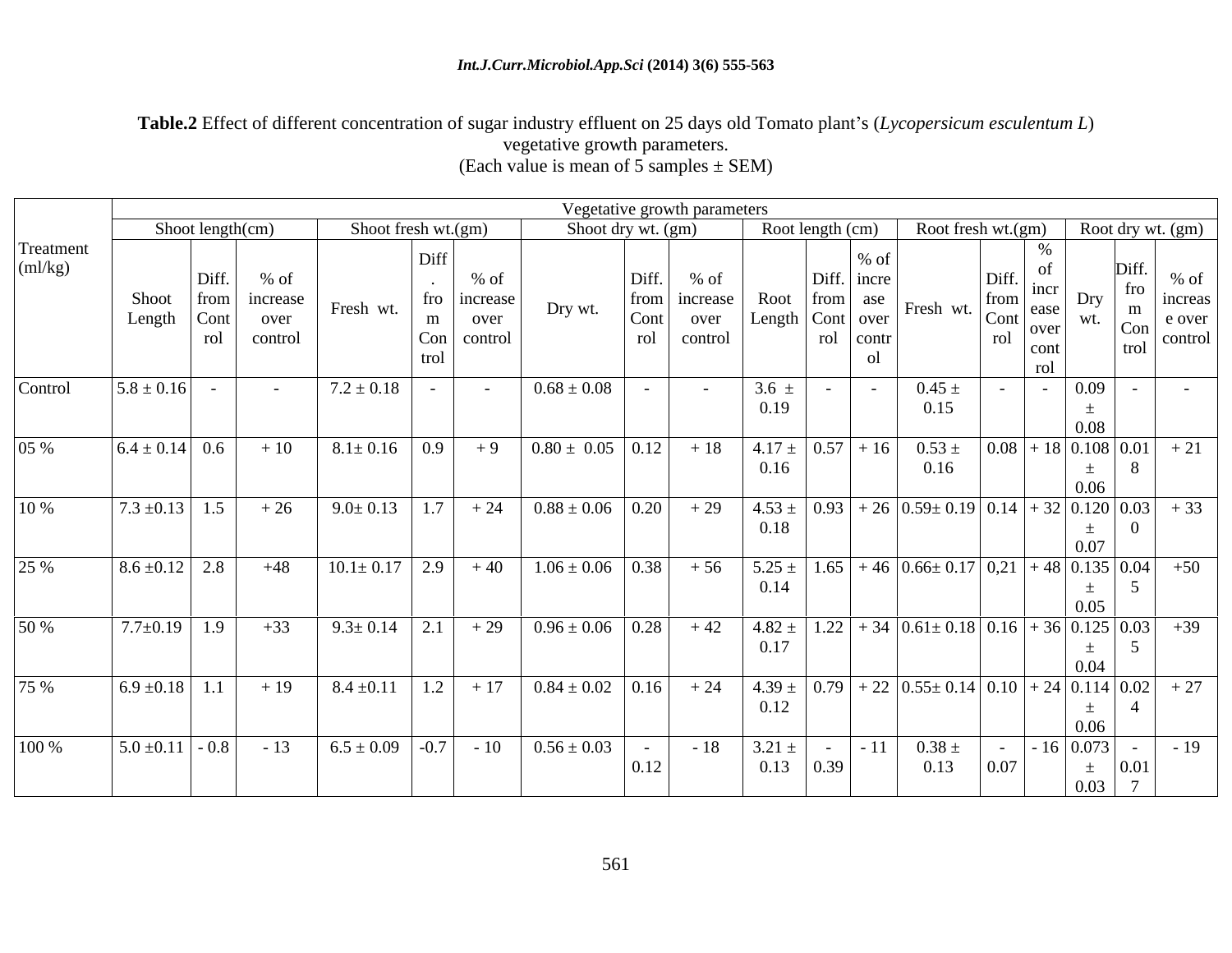**Table.2** Effect of different concentration of sugar industry effluent on 25 days old Tomato plant's (*Lycopersicum esculentum L*) vegetative growth parameters.
(Each value is mean of 5 samples ± SEM)

| Treatment (ml/kg) | Vegetative growth parameters | | | | | | | | | | | | | | | | | |
|---|---|---|---|---|---|---|---|---|---|---|---|---|---|---|---|---|---|---|
| | Shoot length(cm) | | | Shoot fresh wt.(gm) | | | Shoot dry wt. (gm) | | | Root length (cm) | | | Root fresh wt.(gm) | | | Root dry wt. (gm) | | |
| | Shoot Length | Diff. from Control | % of increase over control | Fresh wt. | Diff. from Control | % of increase over control | Dry wt. | Diff. from Control | % of increase over control | Root Length | Diff. from Control | % of increase over control | Fresh wt. | Diff. from Control | % of increase over control | Dry wt. | Diff. from Control | % of increase over control |
| Control | 5.8 ± 0.16 | - | - | 7.2 ± 0.18 | - | - | 0.68 ± 0.08 | - | - | 3.6 ± 0.19 | - | - | 0.45 ± 0.15 | - | - | 0.09 ± 0.08 | - | - |
| 05 % | 6.4 ± 0.14 | 0.6 | + 10 | 8.1± 0.16 | 0.9 | + 9 | 0.80 ± 0.05 | 0.12 | + 18 | 4.17 ± 0.16 | 0.57 | + 16 | 0.53 ± 0.16 | 0.08 | + 18 | 0.108 ± 0.06 | 0.018 | + 21 |
| 10 % | 7.3 ±0.13 | 1.5 | + 26 | 9.0± 0.13 | 1.7 | + 24 | 0.88 ± 0.06 | 0.20 | + 29 | 4.53 ± 0.18 | 0.93 | + 26 | 0.59± 0.19 | 0.14 | + 32 | 0.120 ± 0.07 | 0.030 | + 33 |
| 25 % | 8.6 ±0.12 | 2.8 | +48 | 10.1± 0.17 | 2.9 | + 40 | 1.06 ± 0.06 | 0.38 | + 56 | 5.25 ± 0.14 | 1.65 | + 46 | 0.66± 0.17 | 0,21 | + 48 | 0.135 ± 0.05 | 0.045 | +50 |
| 50 % | 7.7±0.19 | 1.9 | +33 | 9.3± 0.14 | 2.1 | + 29 | 0.96 ± 0.06 | 0.28 | + 42 | 4.82 ± 0.17 | 1.22 | + 34 | 0.61± 0.18 | 0.16 | + 36 | 0.125 ± 0.04 | 0.035 | +39 |
| 75 % | 6.9 ±0.18 | 1.1 | + 19 | 8.4 ±0.11 | 1.2 | + 17 | 0.84 ± 0.02 | 0.16 | + 24 | 4.39 ± 0.12 | 0.79 | + 22 | 0.55± 0.14 | 0.10 | + 24 | 0.114 ± 0.06 | 0.024 | + 27 |
| 100 % | 5.0 ±0.11 | - 0.8 | - 13 | 6.5 ± 0.09 | -0.7 | - 10 | 0.56 ± 0.03 | - 0.12 | - 18 | 3.21 ± 0.13 | - 0.39 | - 11 | 0.38 ± 0.13 | - 0.07 | - 16 | 0.073 ± 0.03 | - 0.017 | - 19 |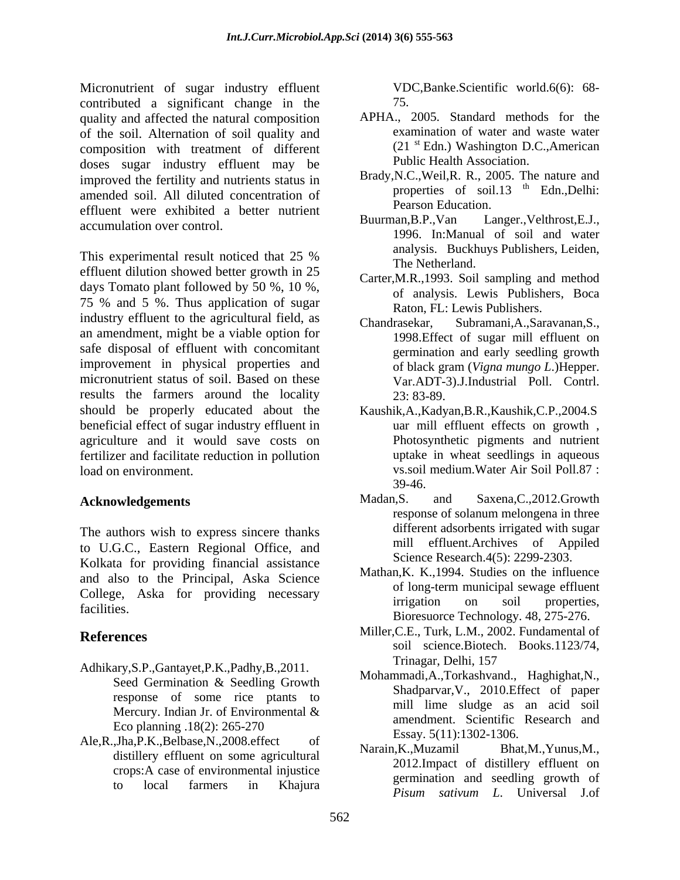Micronutrient of sugar industry effluent contributed a significant change in the quality and affected the natural composition of the soil. Alternation of soil quality and composition with treatment of different doses sugar industry effluent may be improved the fertility and nutrients status in amended soil. All diluted concentration of effluent were exhibited a better nutrient accumulation over control.

This experimental result noticed that 25 % effluent dilution showed better growth in 25 days Tomato plant followed by 50 %, 10 %, 75 % and 5 %. Thus application of sugar industry effluent to the agricultural field, as an amendment, might be a viable option for safe disposal of effluent with concomitant improvement in physical properties and micronutrient status of soil. Based on these results the farmers around the locality should be properly educated about the beneficial effect of sugar industry effluent in agriculture and it would save costs on fertilizer and facilitate reduction in pollution load on environment.

## Acknowledgements

The authors wish to express sincere thanks to U.G.C., Eastern Regional Office, and Kolkata for providing financial assistance and also to the Principal, Aska Science College, Aska for providing necessary facilities.

## References

Adhikary,S.P.,Gantayet,P.K.,Padhy,B.,2011. Seed Germination & Seedling Growth response of some rice ptants to Mercury. Indian Jr. of Environmental & Eco planning .18(2): 265-270

Ale,R.,Jha,P.K.,Belbase,N.,2008.effect of distillery effluent on some agricultural crops:A case of environmental injustice to local farmers in Khajura VDC,Banke.Scientific world.6(6): 68-75.

APHA., 2005. Standard methods for the examination of water and waste water (21 st Edn.) Washington D.C.,American Public Health Association.

Brady,N.C.,Weil,R. R., 2005. The nature and properties of soil.13 th Edn.,Delhi: Pearson Education.

Buurman,B.P.,Van Langer.,Velthrost,E.J., 1996. In:Manual of soil and water analysis. Buckhuys Publishers, Leiden, The Netherland.

Carter,M.R.,1993. Soil sampling and method of analysis. Lewis Publishers, Boca Raton, FL: Lewis Publishers.

Chandrasekar, Subramani,A.,Saravanan,S., 1998.Effect of sugar mill effluent on germination and early seedling growth of black gram (*Vigna mungo L*.)Hepper. Var.ADT-3).J.Industrial Poll. Contrl. 23: 83-89.

Kaushik,A.,Kadyan,B.R.,Kaushik,C.P.,2004.Suar mill effluent effects on growth , Photosynthetic pigments and nutrient uptake in wheat seedlings in aqueous vs.soil medium.Water Air Soil Poll.87 : 39-46.

Madan,S. and Saxena,C.,2012.Growth response of solanum melongena in three different adsorbents irrigated with sugar mill effluent.Archives of Appiled Science Research.4(5): 2299-2303.

Mathan,K. K.,1994. Studies on the influence of long-term municipal sewage effluent irrigation on soil properties, Bioresuorce Technology. 48, 275-276.

Miller,C.E., Turk, L.M., 2002. Fundamental of soil science.Biotech. Books.1123/74, Trinagar, Delhi, 157

Mohammadi,A.,Torkashvand., Haghighat,N., Shadparvar,V., 2010.Effect of paper mill lime sludge as an acid soil amendment. Scientific Research and Essay. 5(11):1302-1306.

Narain,K.,Muzamil Bhat,M.,Yunus,M., 2012.Impact of distillery effluent on germination and seedling growth of *Pisum sativum L*. Universal J.of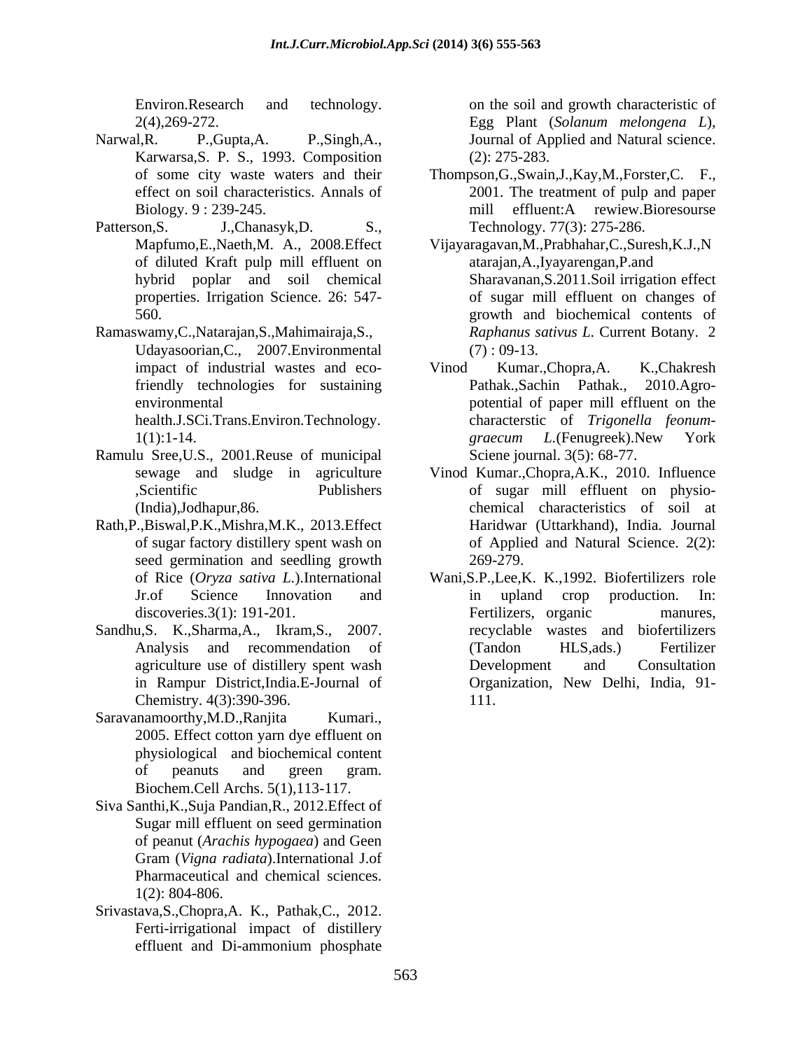Environ.Research and technology. 2(4),269-272.

Narwal,R. P.,Gupta,A. P.,Singh,A., Karwarsa,S. P. S., 1993. Composition of some city waste waters and their effect on soil characteristics. Annals of Biology. 9 : 239-245.

Patterson,S. J.,Chanasyk,D. S., Mapfumo,E.,Naeth,M. A., 2008.Effect of diluted Kraft pulp mill effluent on hybrid poplar and soil chemical properties. Irrigation Science. 26: 547-560.

Ramaswamy,C.,Natarajan,S.,Mahimairaja,S., Udayasoorian,C., 2007.Environmental impact of industrial wastes and eco-friendly technologies for sustaining environmental health.J.SCi.Trans.Environ.Technology. 1(1):1-14.

Ramulu Sree,U.S., 2001.Reuse of municipal sewage and sludge in agriculture ,Scientific Publishers (India),Jodhapur,86.

Rath,P.,Biswal,P.K.,Mishra,M.K., 2013.Effect of sugar factory distillery spent wash on seed germination and seedling growth of Rice (*Oryza sativa L.*).International Jr.of Science Innovation and discoveries.3(1): 191-201.

Sandhu,S. K.,Sharma,A., Ikram,S., 2007. Analysis and recommendation of agriculture use of distillery spent wash in Rampur District,India.E-Journal of Chemistry. 4(3):390-396.

Saravanamoorthy,M.D.,Ranjita Kumari., 2005. Effect cotton yarn dye effluent on physiological and biochemical content of peanuts and green gram. Biochem.Cell Archs. 5(1),113-117.

Siva Santhi,K.,Suja Pandian,R., 2012.Effect of Sugar mill effluent on seed germination of peanut (*Arachis hypogaea*) and Geen Gram (*Vigna radiata*).International J.of Pharmaceutical and chemical sciences. 1(2): 804-806.

Srivastava,S.,Chopra,A. K., Pathak,C., 2012. Ferti-irrigational impact of distillery effluent and Di-ammonium phosphate on the soil and growth characteristic of Egg Plant (*Solanum melongena L*), Journal of Applied and Natural science. (2): 275-283.

Thompson,G.,Swain,J.,Kay,M.,Forster,C. F., 2001. The treatment of pulp and paper mill effluent:A rewiew.Bioresourse Technology. 77(3): 275-286.

Vijayaragavan,M.,Prabhahar,C.,Suresh,K.J.,Natarajan,A.,Iyayarengan,P.and Sharavanan,S.2011.Soil irrigation effect of sugar mill effluent on changes of growth and biochemical contents of *Raphanus sativus L.* Current Botany. 2 (7) : 09-13.

Vinod Kumar.,Chopra,A. K.,Chakresh Pathak.,Sachin Pathak., 2010.Agro-potential of paper mill effluent on the characterstic of *Trigonella feonum-graecum L.*(Fenugreek).New York Sciene journal. 3(5): 68-77.

Vinod Kumar.,Chopra,A.K., 2010. Influence of sugar mill effluent on physio-chemical characteristics of soil at Haridwar (Uttarkhand), India. Journal of Applied and Natural Science. 2(2): 269-279.

Wani,S.P.,Lee,K. K.,1992. Biofertilizers role in upland crop production. In: Fertilizers, organic manures, recyclable wastes and biofertilizers (Tandon HLS,ads.) Fertilizer Development and Consultation Organization, New Delhi, India, 91-111.